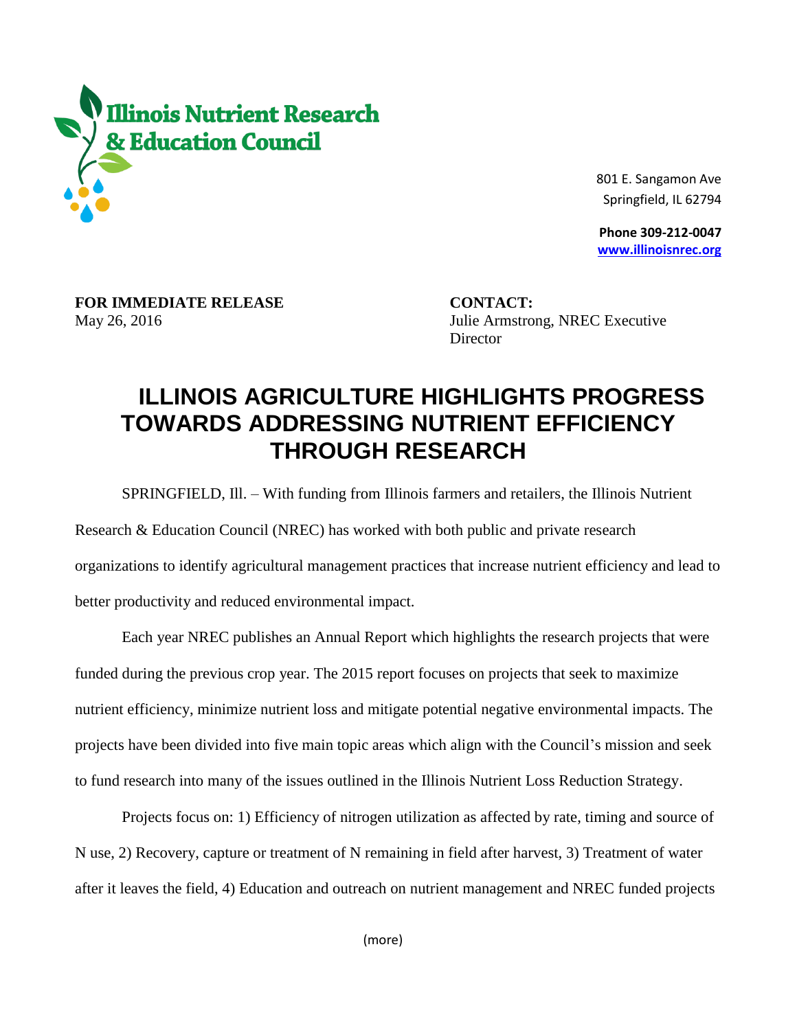**Illinois Nutrient Research & Education Council**

801 E. Sangamon Ave
Springfield, IL 62794

**Phone 309-212-0047**
**www.illinoisnrec.org**

**FOR IMMEDIATE RELEASE**
May 26, 2016

**CONTACT:**
Julie Armstrong, NREC Executive Director

# ILLINOIS AGRICULTURE HIGHLIGHTS PROGRESS TOWARDS ADDRESSING NUTRIENT EFFICIENCY THROUGH RESEARCH

SPRINGFIELD, Ill. – With funding from Illinois farmers and retailers, the Illinois Nutrient Research & Education Council (NREC) has worked with both public and private research organizations to identify agricultural management practices that increase nutrient efficiency and lead to better productivity and reduced environmental impact.

Each year NREC publishes an Annual Report which highlights the research projects that were funded during the previous crop year. The 2015 report focuses on projects that seek to maximize nutrient efficiency, minimize nutrient loss and mitigate potential negative environmental impacts. The projects have been divided into five main topic areas which align with the Council's mission and seek to fund research into many of the issues outlined in the Illinois Nutrient Loss Reduction Strategy.

Projects focus on: 1) Efficiency of nitrogen utilization as affected by rate, timing and source of N use, 2) Recovery, capture or treatment of N remaining in field after harvest, 3) Treatment of water after it leaves the field, 4) Education and outreach on nutrient management and NREC funded projects

(more)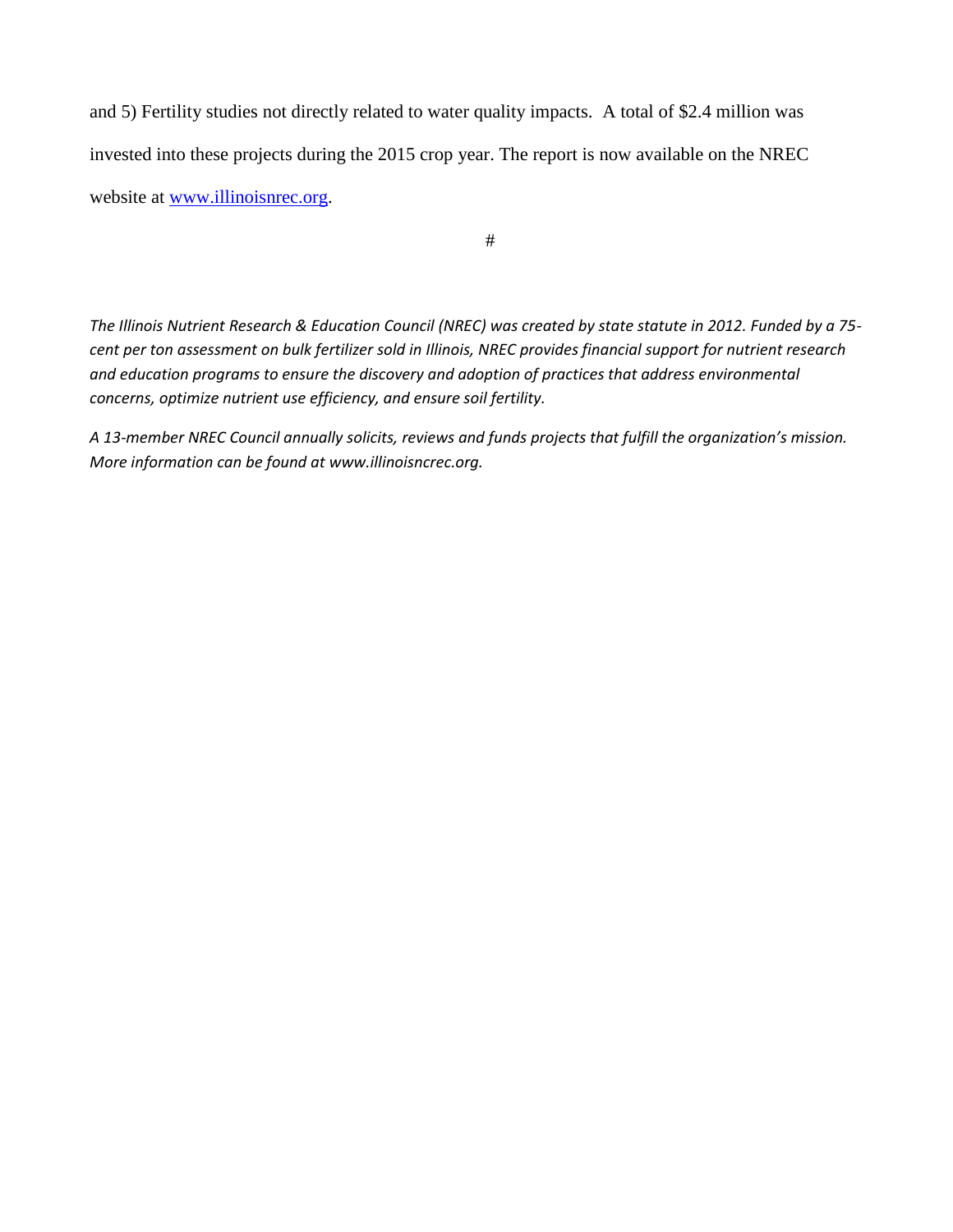and 5) Fertility studies not directly related to water quality impacts. A total of $2.4 million was invested into these projects during the 2015 crop year. The report is now available on the NREC website at [www.illinoisnrec.org](http://www.illinoisnrec.org).

#

*The Illinois Nutrient Research & Education Council (NREC) was created by state statute in 2012. Funded by a 75-cent per ton assessment on bulk fertilizer sold in Illinois, NREC provides financial support for nutrient research and education programs to ensure the discovery and adoption of practices that address environmental concerns, optimize nutrient use efficiency, and ensure soil fertility.*

*A 13-member NREC Council annually solicits, reviews and funds projects that fulfill the organization's mission. More information can be found at www.illinoisncrec.org.*